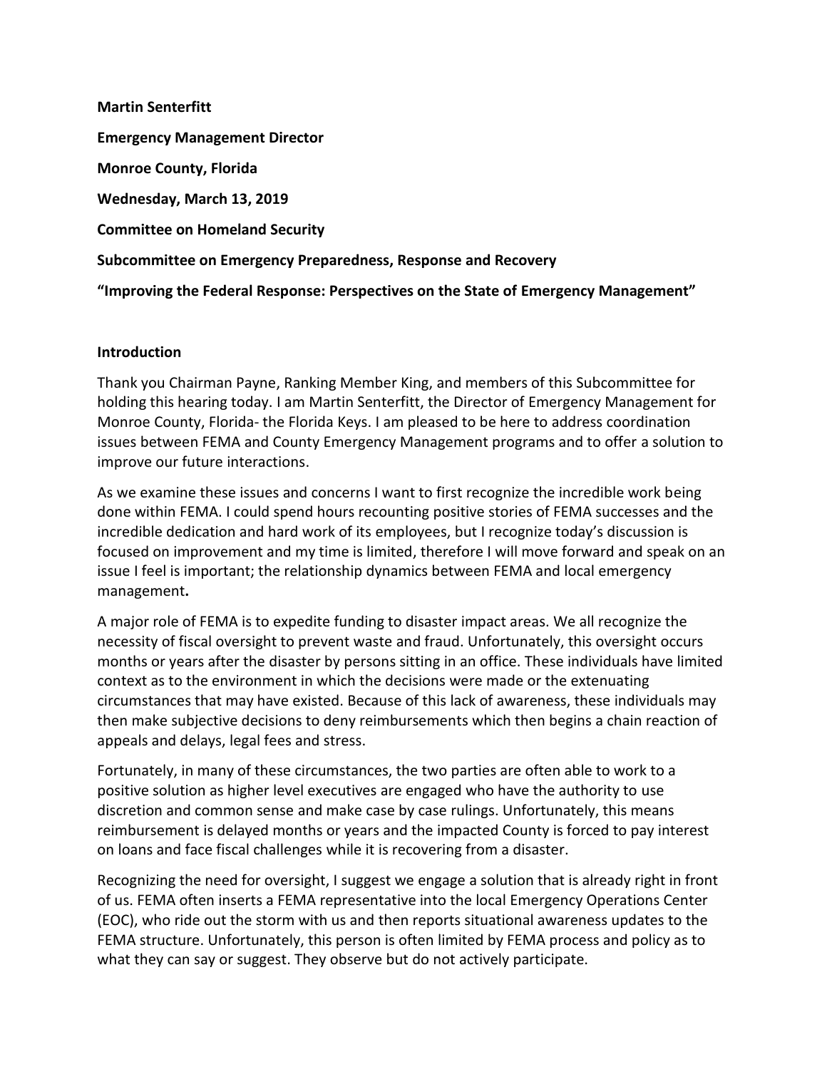**Martin Senterfitt**

**Emergency Management Director**

**Monroe County, Florida**

**Wednesday, March 13, 2019**

**Committee on Homeland Security**

**Subcommittee on Emergency Preparedness, Response and Recovery**

**"Improving the Federal Response: Perspectives on the State of Emergency Management"**

## Introduction

Thank you Chairman Payne, Ranking Member King, and members of this Subcommittee for holding this hearing today. I am Martin Senterfitt, the Director of Emergency Management for Monroe County, Florida- the Florida Keys. I am pleased to be here to address coordination issues between FEMA and County Emergency Management programs and to offer a solution to improve our future interactions.

As we examine these issues and concerns I want to first recognize the incredible work being done within FEMA. I could spend hours recounting positive stories of FEMA successes and the incredible dedication and hard work of its employees, but I recognize today's discussion is focused on improvement and my time is limited, therefore I will move forward and speak on an issue I feel is important; the relationship dynamics between FEMA and local emergency management**.**

A major role of FEMA is to expedite funding to disaster impact areas. We all recognize the necessity of fiscal oversight to prevent waste and fraud. Unfortunately, this oversight occurs months or years after the disaster by persons sitting in an office. These individuals have limited context as to the environment in which the decisions were made or the extenuating circumstances that may have existed. Because of this lack of awareness, these individuals may then make subjective decisions to deny reimbursements which then begins a chain reaction of appeals and delays, legal fees and stress.

Fortunately, in many of these circumstances, the two parties are often able to work to a positive solution as higher level executives are engaged who have the authority to use discretion and common sense and make case by case rulings. Unfortunately, this means reimbursement is delayed months or years and the impacted County is forced to pay interest on loans and face fiscal challenges while it is recovering from a disaster.

Recognizing the need for oversight, I suggest we engage a solution that is already right in front of us. FEMA often inserts a FEMA representative into the local Emergency Operations Center (EOC), who ride out the storm with us and then reports situational awareness updates to the FEMA structure. Unfortunately, this person is often limited by FEMA process and policy as to what they can say or suggest. They observe but do not actively participate.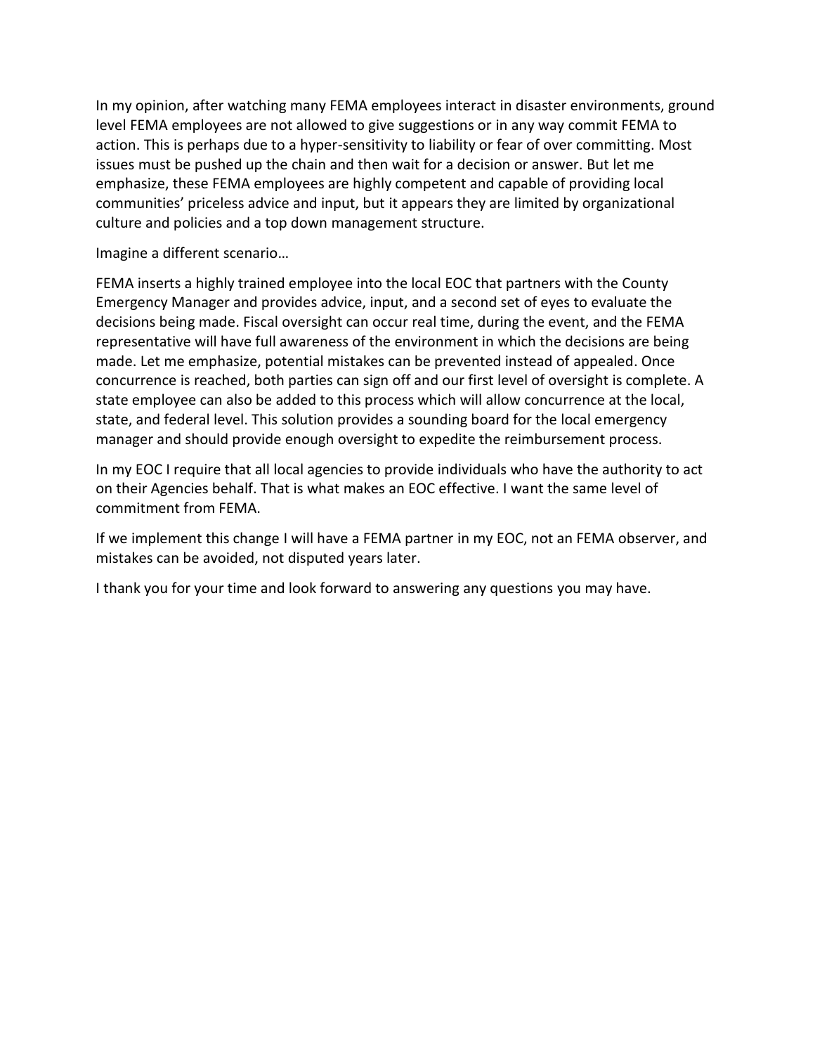In my opinion, after watching many FEMA employees interact in disaster environments, ground level FEMA employees are not allowed to give suggestions or in any way commit FEMA to action. This is perhaps due to a hyper-sensitivity to liability or fear of over committing. Most issues must be pushed up the chain and then wait for a decision or answer. But let me emphasize, these FEMA employees are highly competent and capable of providing local communities' priceless advice and input, but it appears they are limited by organizational culture and policies and a top down management structure.

Imagine a different scenario…

FEMA inserts a highly trained employee into the local EOC that partners with the County Emergency Manager and provides advice, input, and a second set of eyes to evaluate the decisions being made. Fiscal oversight can occur real time, during the event, and the FEMA representative will have full awareness of the environment in which the decisions are being made. Let me emphasize, potential mistakes can be prevented instead of appealed. Once concurrence is reached, both parties can sign off and our first level of oversight is complete. A state employee can also be added to this process which will allow concurrence at the local, state, and federal level. This solution provides a sounding board for the local emergency manager and should provide enough oversight to expedite the reimbursement process.

In my EOC I require that all local agencies to provide individuals who have the authority to act on their Agencies behalf. That is what makes an EOC effective. I want the same level of commitment from FEMA.

If we implement this change I will have a FEMA partner in my EOC, not an FEMA observer, and mistakes can be avoided, not disputed years later.

I thank you for your time and look forward to answering any questions you may have.